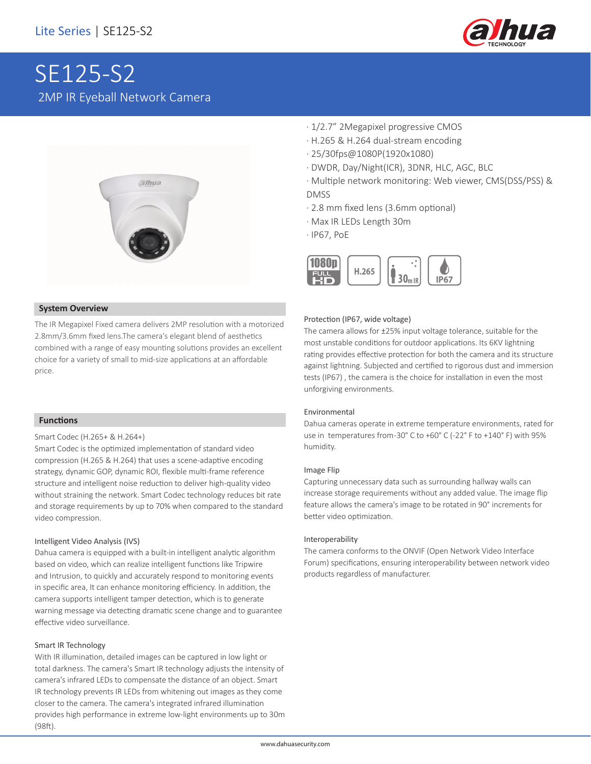Lite Series | SE125-S2

# SE125-S2

2MP IR Eyeball Network Camera

- · 1/2.7" 2Megapixel progressive CMOS
- · H.265 & H.264 dual-stream encoding
- · 25/30fps@1080P(1920x1080)
- · DWDR, Day/Night(ICR), 3DNR, HLC, AGC, BLC
- · Multiple network monitoring: Web viewer, CMS(DSS/PSS) & DMSS
- · 2.8 mm fixed lens (3.6mm optional)
- · Max IR LEDs Length 30m
- · IP67, PoE

## System Overview

The IR Megapixel Fixed camera delivers 2MP resolution with a motorized 2.8mm/3.6mm fixed lens.The camera's elegant blend of aesthetics combined with a range of easy mounting solutions provides an excellent choice for a variety of small to mid-size applications at an affordable price.

## Functions

### Smart Codec (H.265+ & H.264+)

Smart Codec is the optimized implementation of standard video compression (H.265 & H.264) that uses a scene-adaptive encoding strategy, dynamic GOP, dynamic ROI, flexible multi-frame reference structure and intelligent noise reduction to deliver high-quality video without straining the network. Smart Codec technology reduces bit rate and storage requirements by up to 70% when compared to the standard video compression.

### Intelligent Video Analysis (IVS)

Dahua camera is equipped with a built-in intelligent analytic algorithm based on video, which can realize intelligent functions like Tripwire and Intrusion, to quickly and accurately respond to monitoring events in specific area, It can enhance monitoring efficiency. In addition, the camera supports intelligent tamper detection, which is to generate warning message via detecting dramatic scene change and to guarantee effective video surveillance.

### Smart IR Technology

With IR illumination, detailed images can be captured in low light or total darkness. The camera's Smart IR technology adjusts the intensity of camera's infrared LEDs to compensate the distance of an object. Smart IR technology prevents IR LEDs from whitening out images as they come closer to the camera. The camera's integrated infrared illumination provides high performance in extreme low-light environments up to 30m (98ft).

### Protection (IP67, wide voltage)

The camera allows for ±25% input voltage tolerance, suitable for the most unstable conditions for outdoor applications. Its 6KV lightning rating provides effective protection for both the camera and its structure against lightning. Subjected and certified to rigorous dust and immersion tests (IP67) , the camera is the choice for installation in even the most unforgiving environments.

### Environmental

Dahua cameras operate in extreme temperature environments, rated for use in temperatures from-30° C to +60° C (-22° F to +140° F) with 95% humidity.

### Image Flip

Capturing unnecessary data such as surrounding hallway walls can increase storage requirements without any added value. The image flip feature allows the camera's image to be rotated in 90° increments for better video optimization.

### Interoperability

The camera conforms to the ONVIF (Open Network Video Interface Forum) specifications, ensuring interoperability between network video products regardless of manufacturer.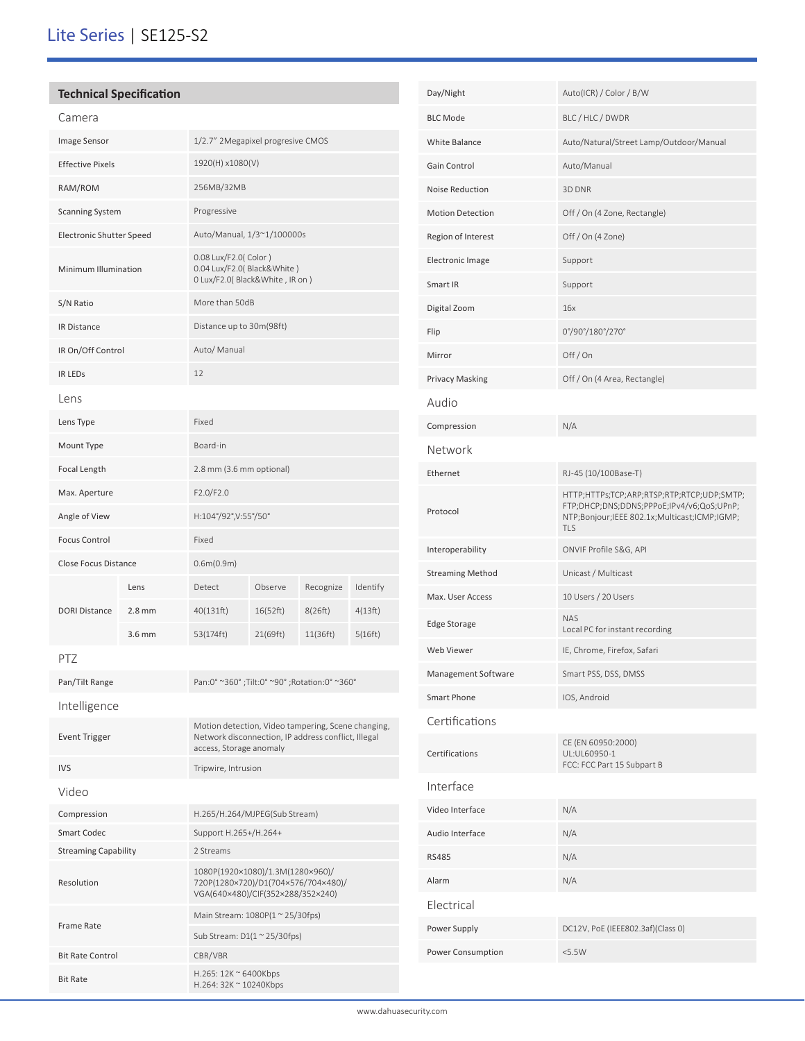# Lite Series | SE125-S2

## Technical Specification

### Camera

| | |
|---|---|
| Image Sensor | 1/2.7" 2Megapixel progresive CMOS |
| Effective Pixels | 1920(H) x1080(V) |
| RAM/ROM | 256MB/32MB |
| Scanning System | Progressive |
| Electronic Shutter Speed | Auto/Manual, 1/3~1/100000s |
| Minimum Illumination | 0.08 Lux/F2.0( Color )<br>0.04 Lux/F2.0( Black&White )<br>0 Lux/F2.0( Black&White , IR on ) |
| S/N Ratio | More than 50dB |
| IR Distance | Distance up to 30m(98ft) |
| IR On/Off Control | Auto/ Manual |
| IR LEDs | 12 |

### Lens

| | | | | | |
|---|---|---|---|---|---|
| Lens Type | | Fixed | | | |
| Mount Type | | Board-in | | | |
| Focal Length | | 2.8 mm (3.6 mm optional) | | | |
| Max. Aperture | | F2.0/F2.0 | | | |
| Angle of View | | H:104°/92°,V:55°/50° | | | |
| Focus Control | | Fixed | | | |
| Close Focus Distance | | 0.6m(0.9m) | | | |
| DORI Distance | Lens | Detect | Observe | Recognize | Identify |
| | 2.8 mm | 40(131ft) | 16(52ft) | 8(26ft) | 4(13ft) |
| | 3.6 mm | 53(174ft) | 21(69ft) | 11(36ft) | 5(16ft) |

### PTZ

| | |
|---|---|
| Pan/Tilt Range | Pan:0° ~360° ;Tilt:0° ~90° ;Rotation:0° ~360° |

### Intelligence

| | |
|---|---|
| Event Trigger | Motion detection, Video tampering, Scene changing, Network disconnection, IP address conflict, Illegal access, Storage anomaly |
| IVS | Tripwire, Intrusion |

### Video

| | |
|---|---|
| Compression | H.265/H.264/MJPEG(Sub Stream) |
| Smart Codec | Support H.265+/H.264+ |
| Streaming Capability | 2 Streams |
| Resolution | 1080P(1920×1080)/1.3M(1280×960)/720P(1280×720)/D1(704×576/704×480)/VGA(640×480)/CIF(352×288/352×240) |
| Frame Rate | Main Stream: 1080P(1 ~ 25/30fps) |
| | Sub Stream: D1(1 ~ 25/30fps) |
| Bit Rate Control | CBR/VBR |
| Bit Rate | H.265: 12K ~ 6400Kbps<br>H.264: 32K ~ 10240Kbps |
| Day/Night | Auto(ICR) / Color / B/W |
| BLC Mode | BLC / HLC / DWDR |
| White Balance | Auto/Natural/Street Lamp/Outdoor/Manual |
| Gain Control | Auto/Manual |
| Noise Reduction | 3D DNR |
| Motion Detection | Off / On (4 Zone, Rectangle) |
| Region of Interest | Off / On (4 Zone) |
| Electronic Image | Support |
| Smart IR | Support |
| Digital Zoom | 16x |
| Flip | 0°/90°/180°/270° |
| Mirror | Off / On |
| Privacy Masking | Off / On (4 Area, Rectangle) |

### Audio

| | |
|---|---|
| Compression | N/A |

### Network

| | |
|---|---|
| Ethernet | RJ-45 (10/100Base-T) |
| Protocol | HTTP;HTTPs;TCP;ARP;RTSP;RTP;RTCP;UDP;SMTP;FTP;DHCP;DNS;DDNS;PPPoE;IPv4/v6;QoS;UPnP;NTP;Bonjour;IEEE 802.1x;Multicast;ICMP;IGMP;TLS |
| Interoperability | ONVIF Profile S&G, API |
| Streaming Method | Unicast / Multicast |
| Max. User Access | 10 Users / 20 Users |
| Edge Storage | NAS<br>Local PC for instant recording |
| Web Viewer | IE, Chrome, Firefox, Safari |
| Management Software | Smart PSS, DSS, DMSS |
| Smart Phone | IOS, Android |

### Certifications

| | |
|---|---|
| Certifications | CE (EN 60950:2000)<br>UL:UL60950-1<br>FCC: FCC Part 15 Subpart B |

### Interface

| | |
|---|---|
| Video Interface | N/A |
| Audio Interface | N/A |
| RS485 | N/A |
| Alarm | N/A |

### Electrical

| | |
|---|---|
| Power Supply | DC12V, PoE (IEEE802.3af)(Class 0) |
| Power Consumption | <5.5W |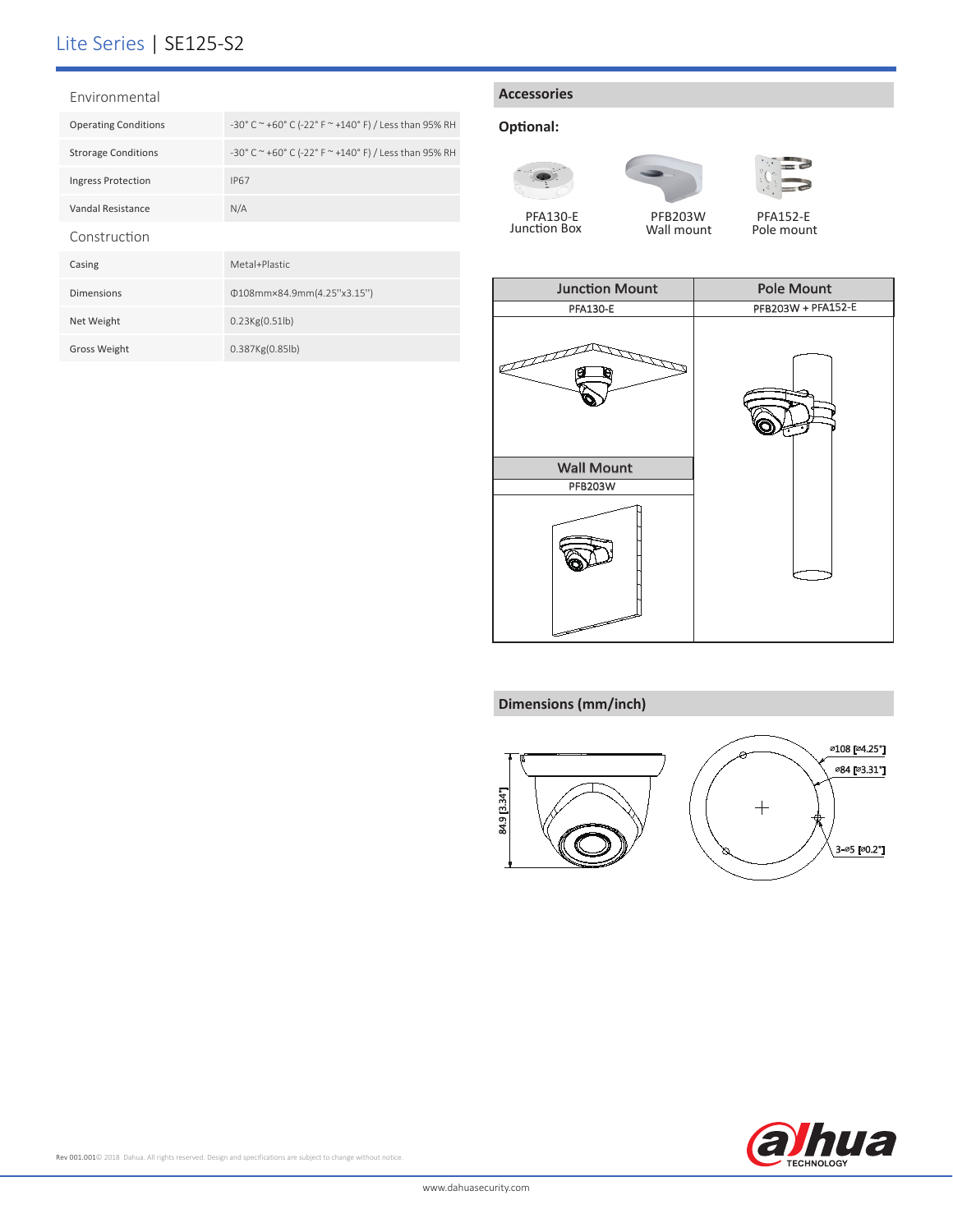## Environmental

| | |
|---|---|
| Operating Conditions | -30° C ~ +60° C (-22° F ~ +140° F) / Less than 95% RH |
| Strorage Conditions | -30° C ~ +60° C (-22° F ~ +140° F) / Less than 95% RH |
| Ingress Protection | IP67 |
| Vandal Resistance | N/A |

## Construction

| | |
|---|---|
| Casing | Metal+Plastic |
| Dimensions | Φ108mm×84.9mm(4.25''x3.15'') |
| Net Weight | 0.23Kg(0.51lb) |
| Gross Weight | 0.387Kg(0.85lb) |

## Accessories

**Optional:**

PFA130-E
Junction Box

PFB203W
Wall mount

PFA152-E
Pole mount

| Junction Mount | Pole Mount |
|---|---|
| PFA130-E | PFB203W + PFA152-E |

| Wall Mount |
|---|
| PFB203W |

## Dimensions (mm/inch)

84.9 [3.34"]

ø108 [ø4.25"]

ø84 [ø3.31"]

3-ø5 [ø0.2"]

Rev 001.001© 2018 Dahua. All rights reserved. Design and specifications are subject to change without notice.

www.dahuasecurity.com